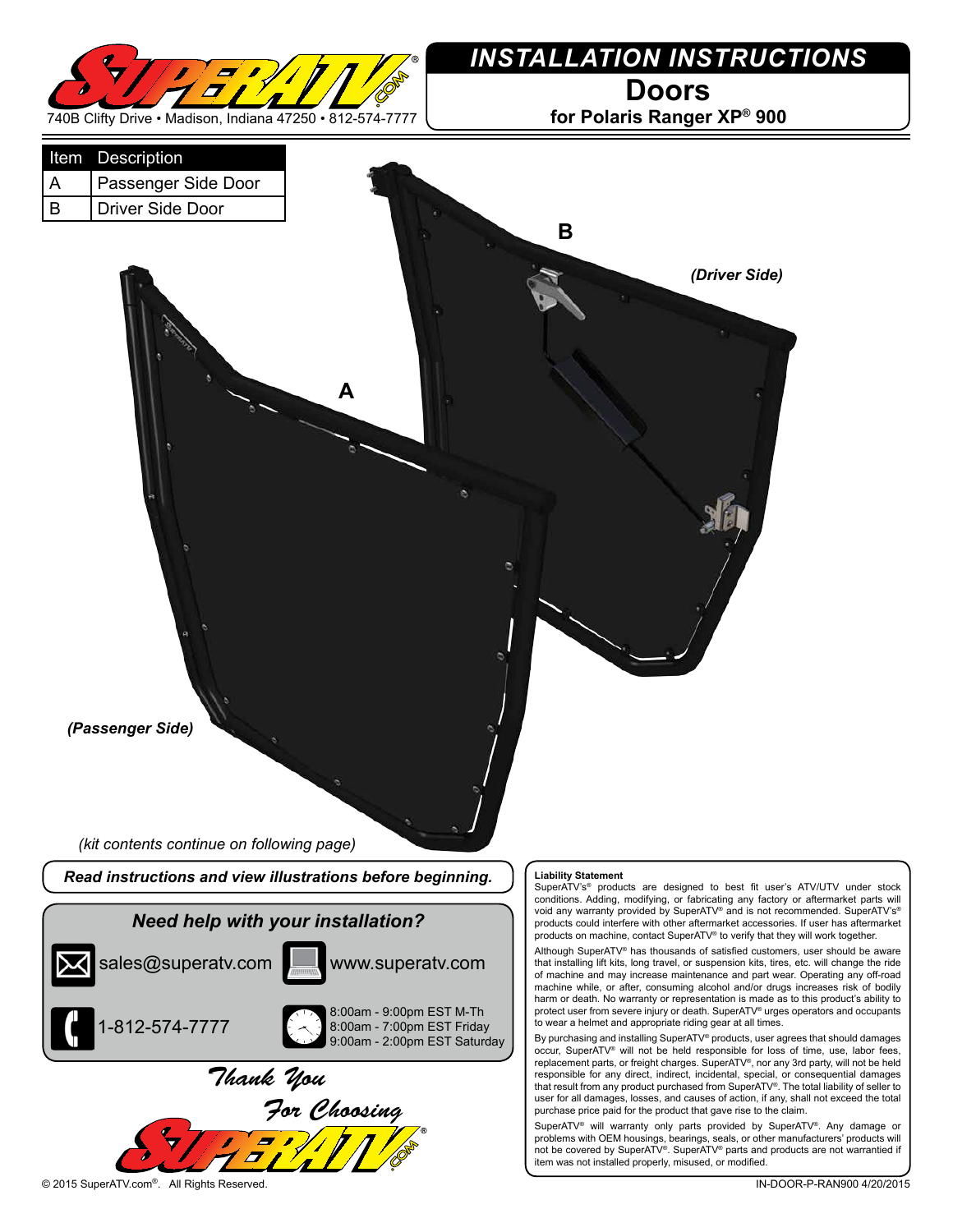740B Clifty Drive • Madison, Indiana 47250 • 812-574-7777

# INSTALLATION INSTRUCTIONS

## Doors

**for Polaris Ranger XP® 900**

| Item | Description |
|---|---|
| A | Passenger Side Door |
| B | Driver Side Door |

**B**

*(Driver Side)*

**A**

*(Passenger Side)*

*(kit contents continue on following page)*

***Read instructions and view illustrations before beginning.***

### *Need help with your installation?*

sales@superatv.com

www.superatv.com

1-812-574-7777

8:00am - 9:00pm EST M-Th
8:00am - 7:00pm EST Friday
9:00am - 2:00pm EST Saturday

*Thank You For Choosing*

**Liability Statement**

SuperATV's® products are designed to best fit user's ATV/UTV under stock conditions. Adding, modifying, or fabricating any factory or aftermarket parts will void any warranty provided by SuperATV® and is not recommended. SuperATV's® products could interfere with other aftermarket accessories. If user has aftermarket products on machine, contact SuperATV® to verify that they will work together.

Although SuperATV® has thousands of satisfied customers, user should be aware that installing lift kits, long travel, or suspension kits, tires, etc. will change the ride of machine and may increase maintenance and part wear. Operating any off-road machine while, or after, consuming alcohol and/or drugs increases risk of bodily harm or death. No warranty or representation is made as to this product's ability to protect user from severe injury or death. SuperATV® urges operators and occupants to wear a helmet and appropriate riding gear at all times.

By purchasing and installing SuperATV® products, user agrees that should damages occur, SuperATV® will not be held responsible for loss of time, use, labor fees, replacement parts, or freight charges. SuperATV®, nor any 3rd party, will not be held responsible for any direct, indirect, incidental, special, or consequential damages that result from any product purchased from SuperATV®. The total liability of seller to user for all damages, losses, and causes of action, if any, shall not exceed the total purchase price paid for the product that gave rise to the claim.

SuperATV® will warranty only parts provided by SuperATV®. Any damage or problems with OEM housings, bearings, seals, or other manufacturers' products will not be covered by SuperATV®. SuperATV® parts and products are not warrantied if item was not installed properly, misused, or modified.

© 2015 SuperATV.com®. All Rights Reserved.

IN-DOOR-P-RAN900 4/20/2015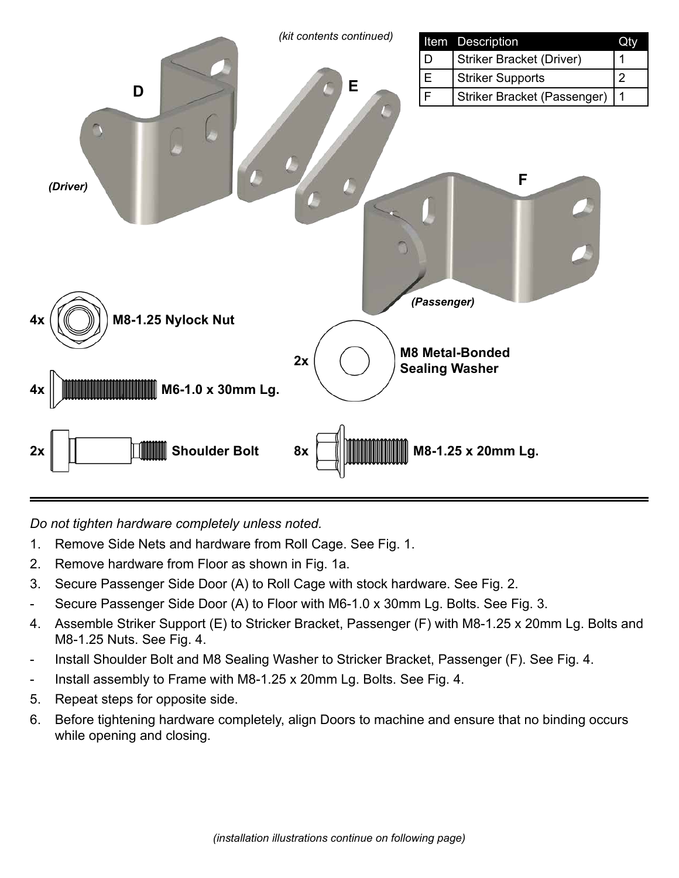*(kit contents continued)*

| Item | Description | Qty |
| --- | --- | --- |
| D | Striker Bracket (Driver) | 1 |
| E | Striker Supports | 2 |
| F | Striker Bracket (Passenger) | 1 |

D *(Driver)*

E

F *(Passenger)*

4x M8-1.25 Nylock Nut

2x M8 Metal-Bonded Sealing Washer

4x M6-1.0 x 30mm Lg.

2x Shoulder Bolt

8x M8-1.25 x 20mm Lg.

---

*Do not tighten hardware completely unless noted.*

1. Remove Side Nets and hardware from Roll Cage. See Fig. 1.
2. Remove hardware from Floor as shown in Fig. 1a.
3. Secure Passenger Side Door (A) to Roll Cage with stock hardware. See Fig. 2.
- Secure Passenger Side Door (A) to Floor with M6-1.0 x 30mm Lg. Bolts. See Fig. 3.
4. Assemble Striker Support (E) to Stricker Bracket, Passenger (F) with M8-1.25 x 20mm Lg. Bolts and M8-1.25 Nuts. See Fig. 4.
- Install Shoulder Bolt and M8 Sealing Washer to Stricker Bracket, Passenger (F). See Fig. 4.
- Install assembly to Frame with M8-1.25 x 20mm Lg. Bolts. See Fig. 4.
5. Repeat steps for opposite side.
6. Before tightening hardware completely, align Doors to machine and ensure that no binding occurs while opening and closing.

*(installation illustrations continue on following page)*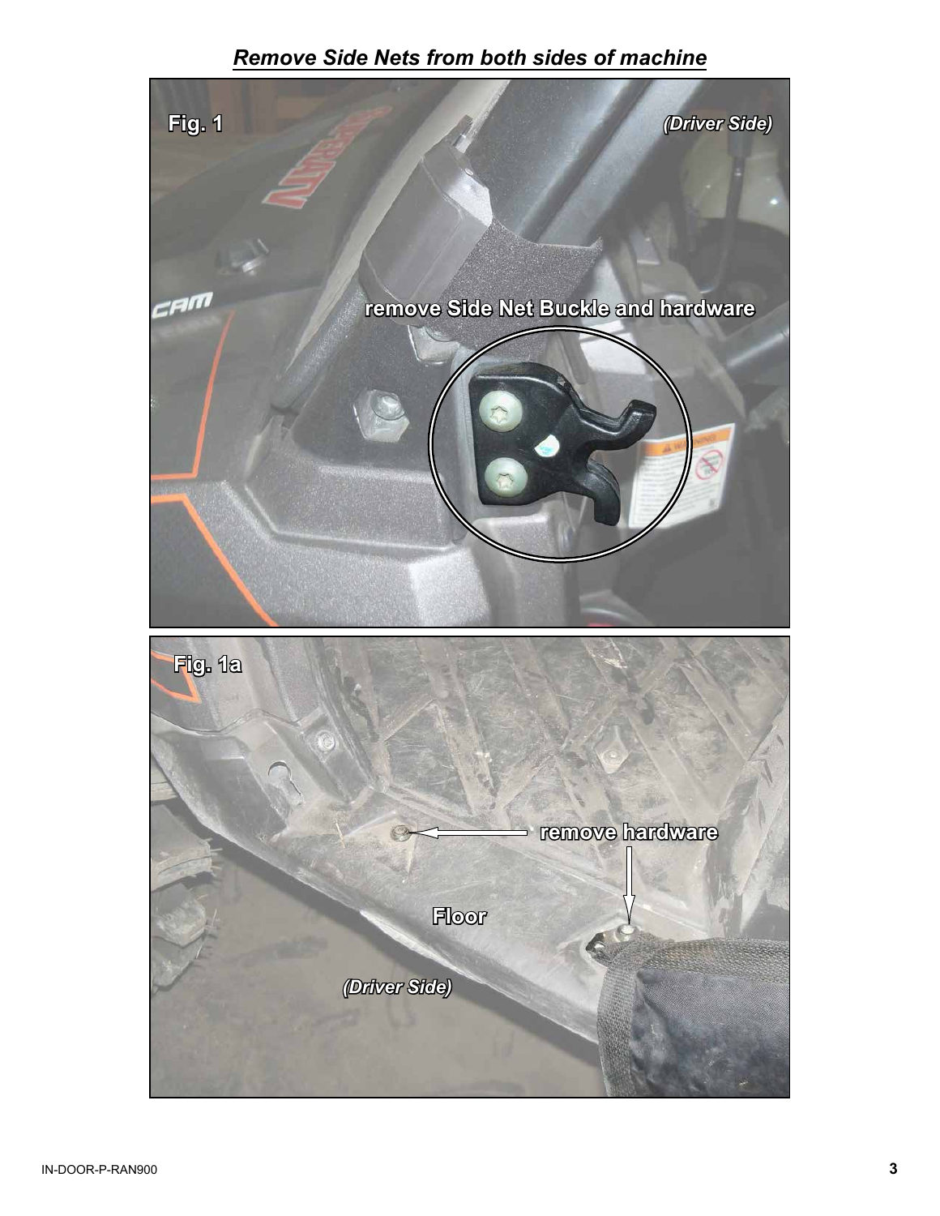## *Remove Side Nets from both sides of machine*

**Fig. 1**

*(Driver Side)*

remove Side Net Buckle and hardware

**Fig. 1a**

remove hardware

Floor

*(Driver Side)*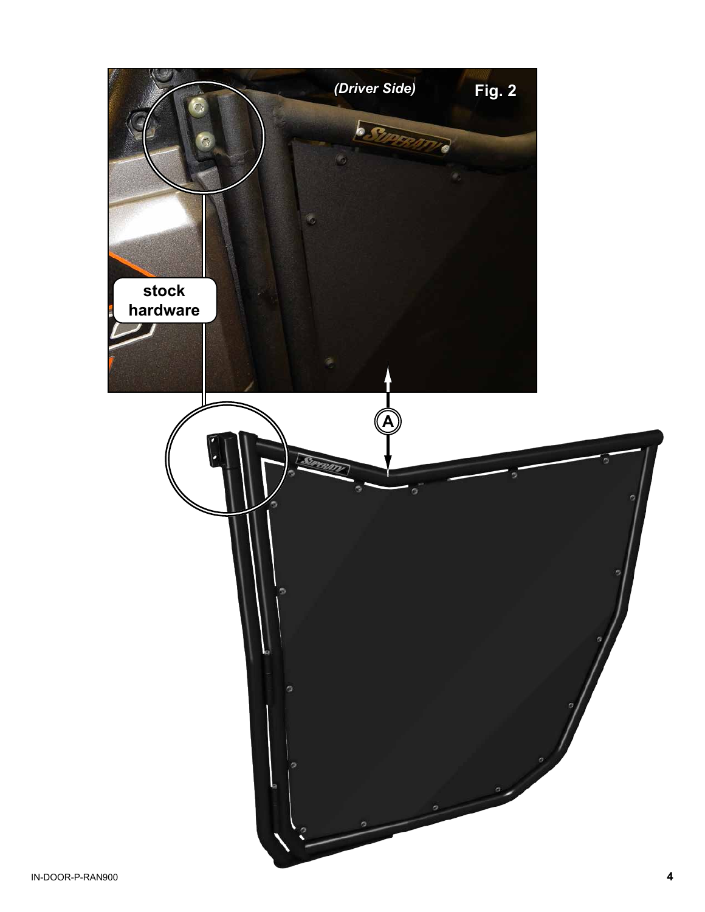(Driver Side)

Fig. 2

stock hardware

A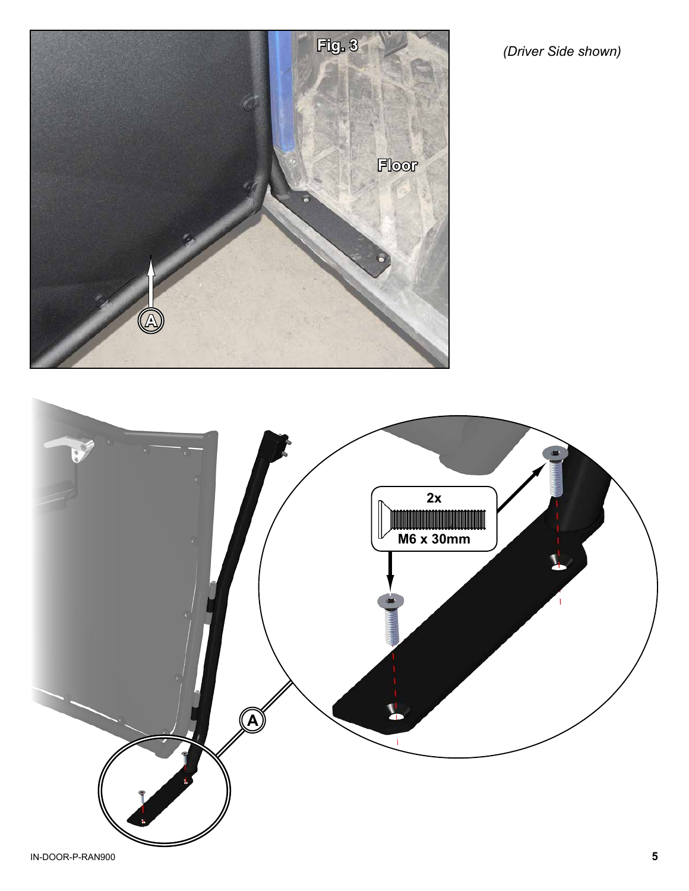*(Driver Side shown)*

Fig. 3

Floor

A

2x

M6 x 30mm

A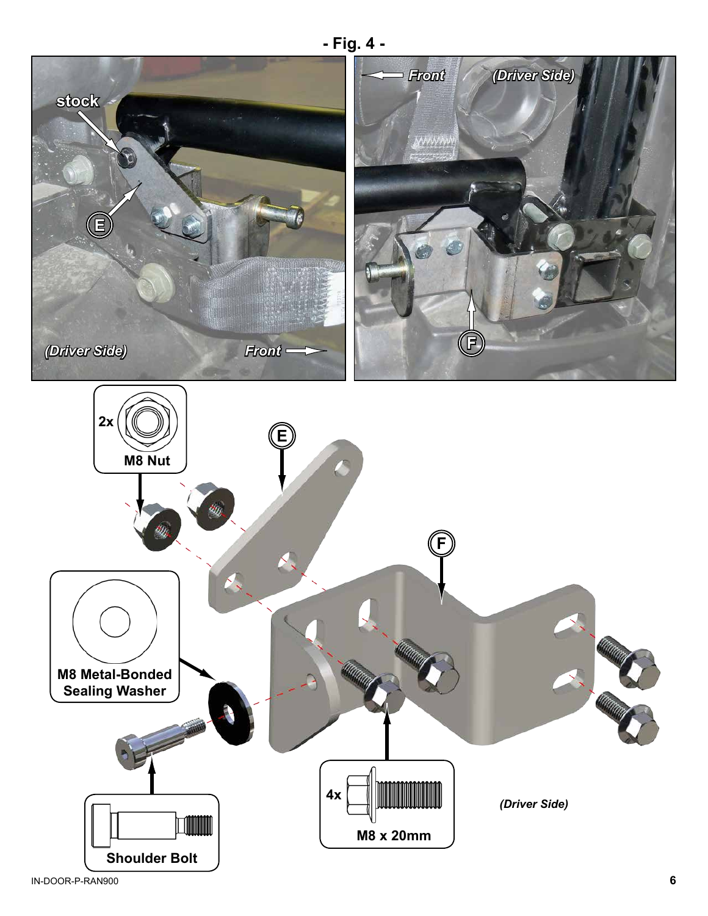- Fig. 4 -

stock

E

(Driver Side)

Front

Front

(Driver Side)

F

2x

M8 Nut

E

F

M8 Metal-Bonded Sealing Washer

4x

M8 x 20mm

(Driver Side)

Shoulder Bolt

IN-DOOR-P-RAN900